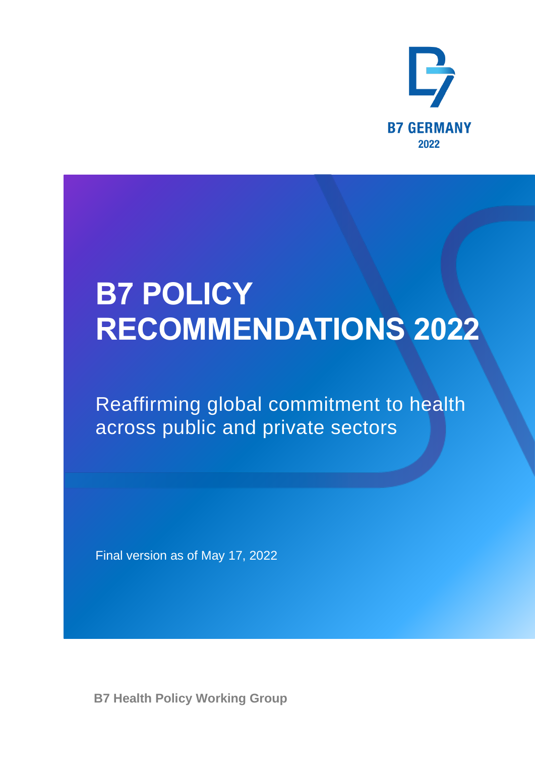B7 GERMANY
2022

# B7 POLICY RECOMMENDATIONS 2022

Reaffirming global commitment to health across public and private sectors

Final version as of May 17, 2022

**B7 Health Policy Working Group**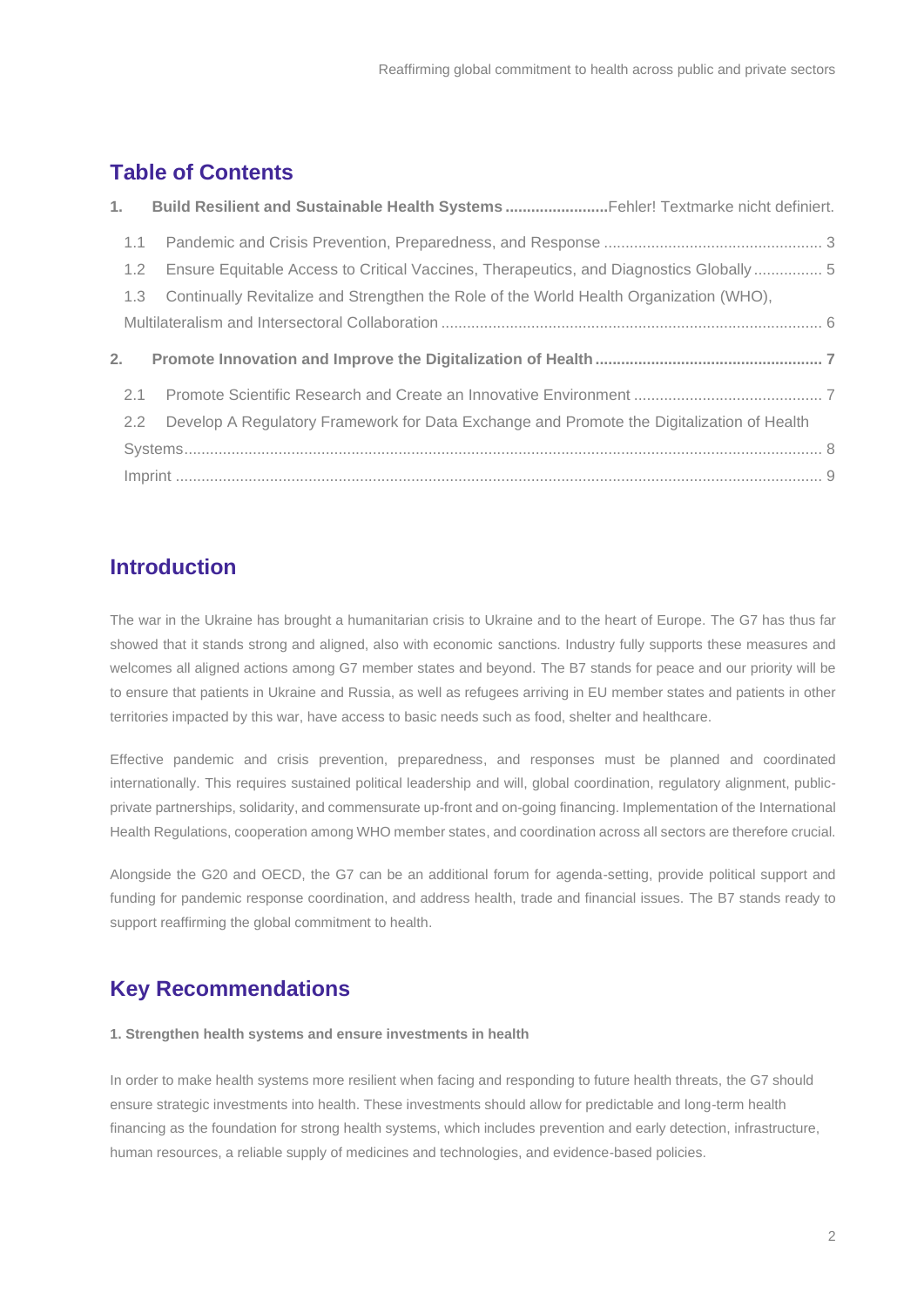## Table of Contents

1. **Build Resilient and Sustainable Health Systems** ........................Fehler! Textmarke nicht definiert.
   - 1.1 Pandemic and Crisis Prevention, Preparedness, and Response .................................................. 3
   - 1.2 Ensure Equitable Access to Critical Vaccines, Therapeutics, and Diagnostics Globally ................ 5
   - 1.3 Continually Revitalize and Strengthen the Role of the World Health Organization (WHO), Multilateralism and Intersectoral Collaboration ........................................................................................ 6
2. **Promote Innovation and Improve the Digitalization of Health** .................................................... 7
   - 2.1 Promote Scientific Research and Create an Innovative Environment ........................................... 7
   - 2.2 Develop A Regulatory Framework for Data Exchange and Promote the Digitalization of Health Systems................................................................................................................................................. 8
   - Imprint ..................................................................................................................................................... 9

## Introduction

The war in the Ukraine has brought a humanitarian crisis to Ukraine and to the heart of Europe. The G7 has thus far showed that it stands strong and aligned, also with economic sanctions. Industry fully supports these measures and welcomes all aligned actions among G7 member states and beyond. The B7 stands for peace and our priority will be to ensure that patients in Ukraine and Russia, as well as refugees arriving in EU member states and patients in other territories impacted by this war, have access to basic needs such as food, shelter and healthcare.

Effective pandemic and crisis prevention, preparedness, and responses must be planned and coordinated internationally. This requires sustained political leadership and will, global coordination, regulatory alignment, public-private partnerships, solidarity, and commensurate up-front and on-going financing. Implementation of the International Health Regulations, cooperation among WHO member states, and coordination across all sectors are therefore crucial.

Alongside the G20 and OECD, the G7 can be an additional forum for agenda-setting, provide political support and funding for pandemic response coordination, and address health, trade and financial issues. The B7 stands ready to support reaffirming the global commitment to health.

## Key Recommendations

**1. Strengthen health systems and ensure investments in health**

In order to make health systems more resilient when facing and responding to future health threats, the G7 should ensure strategic investments into health. These investments should allow for predictable and long-term health financing as the foundation for strong health systems, which includes prevention and early detection, infrastructure, human resources, a reliable supply of medicines and technologies, and evidence-based policies.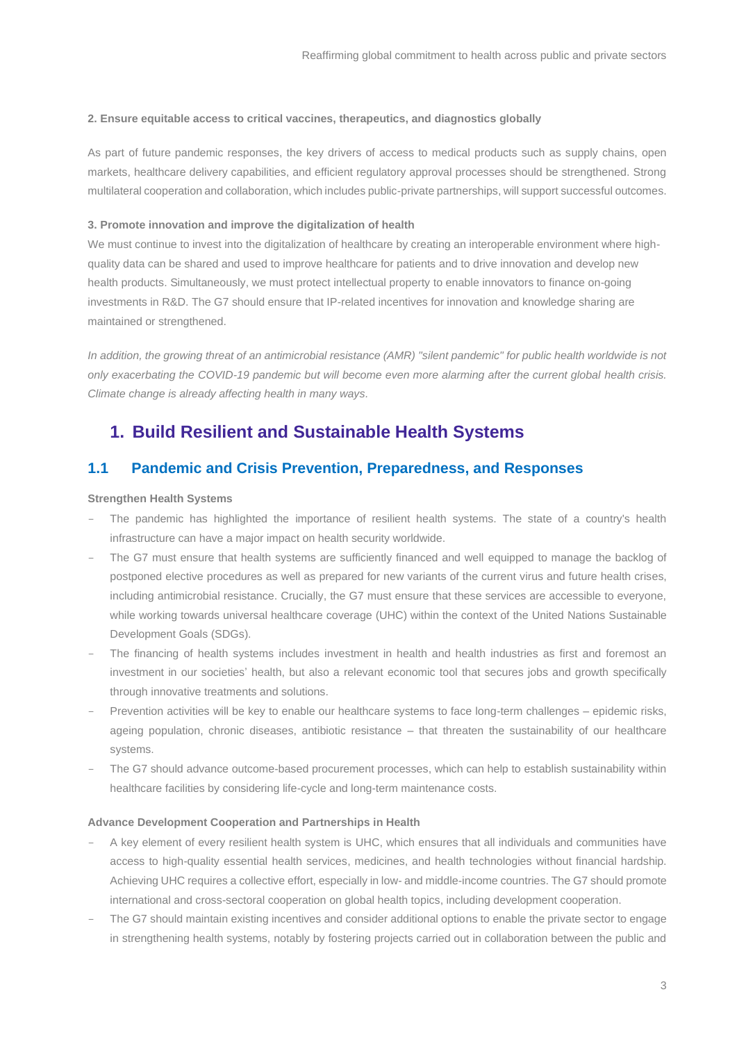**2. Ensure equitable access to critical vaccines, therapeutics, and diagnostics globally**

As part of future pandemic responses, the key drivers of access to medical products such as supply chains, open markets, healthcare delivery capabilities, and efficient regulatory approval processes should be strengthened. Strong multilateral cooperation and collaboration, which includes public-private partnerships, will support successful outcomes.

**3. Promote innovation and improve the digitalization of health**

We must continue to invest into the digitalization of healthcare by creating an interoperable environment where high-quality data can be shared and used to improve healthcare for patients and to drive innovation and develop new health products. Simultaneously, we must protect intellectual property to enable innovators to finance on-going investments in R&D. The G7 should ensure that IP-related incentives for innovation and knowledge sharing are maintained or strengthened.

*In addition, the growing threat of an antimicrobial resistance (AMR) "silent pandemic" for public health worldwide is not only exacerbating the COVID-19 pandemic but will become even more alarming after the current global health crisis. Climate change is already affecting health in many ways.*

# 1. Build Resilient and Sustainable Health Systems

## 1.1 Pandemic and Crisis Prevention, Preparedness, and Responses

**Strengthen Health Systems**

- The pandemic has highlighted the importance of resilient health systems. The state of a country's health infrastructure can have a major impact on health security worldwide.
- The G7 must ensure that health systems are sufficiently financed and well equipped to manage the backlog of postponed elective procedures as well as prepared for new variants of the current virus and future health crises, including antimicrobial resistance. Crucially, the G7 must ensure that these services are accessible to everyone, while working towards universal healthcare coverage (UHC) within the context of the United Nations Sustainable Development Goals (SDGs).
- The financing of health systems includes investment in health and health industries as first and foremost an investment in our societies' health, but also a relevant economic tool that secures jobs and growth specifically through innovative treatments and solutions.
- Prevention activities will be key to enable our healthcare systems to face long-term challenges – epidemic risks, ageing population, chronic diseases, antibiotic resistance – that threaten the sustainability of our healthcare systems.
- The G7 should advance outcome-based procurement processes, which can help to establish sustainability within healthcare facilities by considering life-cycle and long-term maintenance costs.

**Advance Development Cooperation and Partnerships in Health**

- A key element of every resilient health system is UHC, which ensures that all individuals and communities have access to high-quality essential health services, medicines, and health technologies without financial hardship. Achieving UHC requires a collective effort, especially in low- and middle-income countries. The G7 should promote international and cross-sectoral cooperation on global health topics, including development cooperation.
- The G7 should maintain existing incentives and consider additional options to enable the private sector to engage in strengthening health systems, notably by fostering projects carried out in collaboration between the public and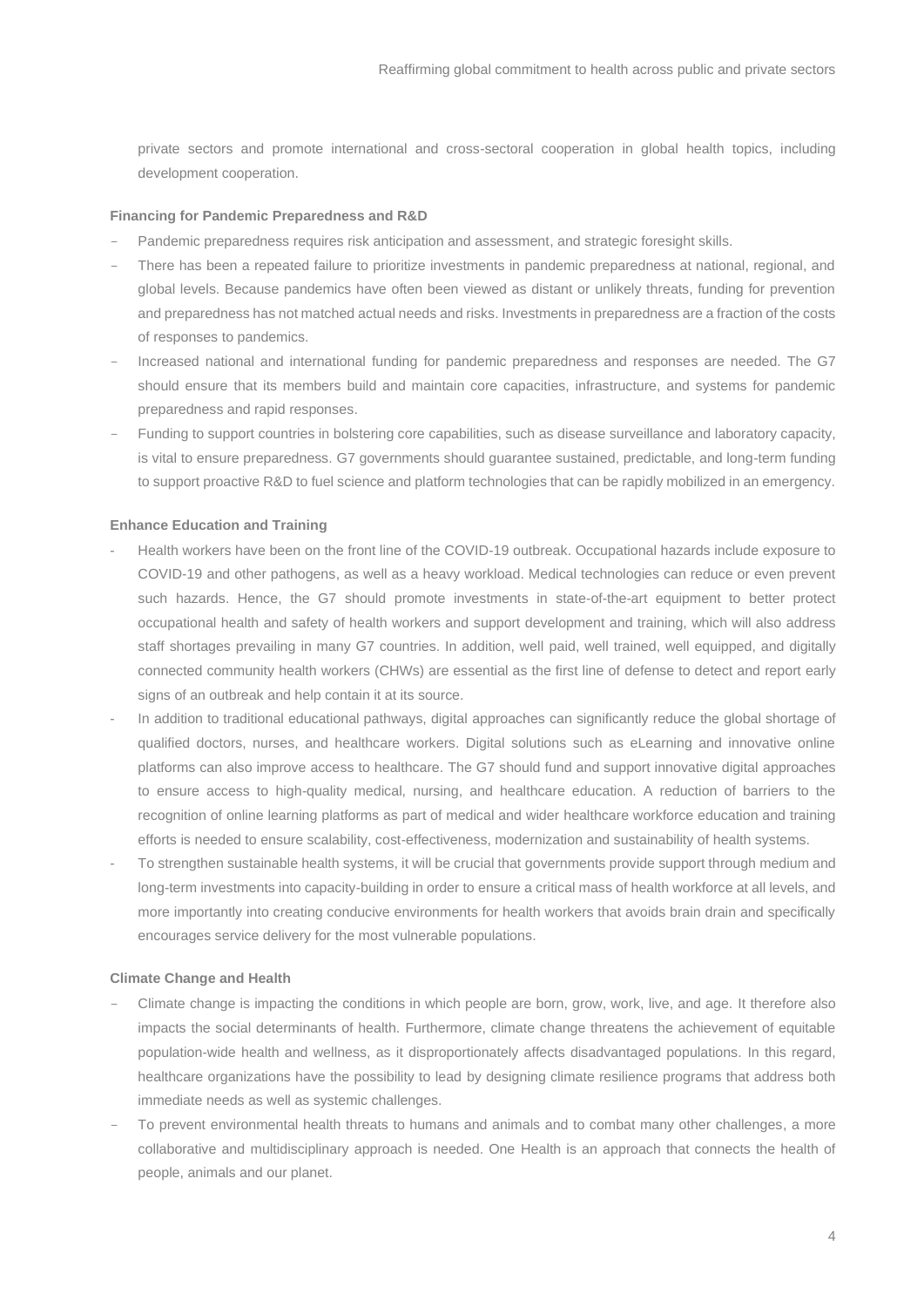private sectors and promote international and cross-sectoral cooperation in global health topics, including development cooperation.

**Financing for Pandemic Preparedness and R&D**

- Pandemic preparedness requires risk anticipation and assessment, and strategic foresight skills.
- There has been a repeated failure to prioritize investments in pandemic preparedness at national, regional, and global levels. Because pandemics have often been viewed as distant or unlikely threats, funding for prevention and preparedness has not matched actual needs and risks. Investments in preparedness are a fraction of the costs of responses to pandemics.
- Increased national and international funding for pandemic preparedness and responses are needed. The G7 should ensure that its members build and maintain core capacities, infrastructure, and systems for pandemic preparedness and rapid responses.
- Funding to support countries in bolstering core capabilities, such as disease surveillance and laboratory capacity, is vital to ensure preparedness. G7 governments should guarantee sustained, predictable, and long-term funding to support proactive R&D to fuel science and platform technologies that can be rapidly mobilized in an emergency.

**Enhance Education and Training**

- Health workers have been on the front line of the COVID-19 outbreak. Occupational hazards include exposure to COVID-19 and other pathogens, as well as a heavy workload. Medical technologies can reduce or even prevent such hazards. Hence, the G7 should promote investments in state-of-the-art equipment to better protect occupational health and safety of health workers and support development and training, which will also address staff shortages prevailing in many G7 countries. In addition, well paid, well trained, well equipped, and digitally connected community health workers (CHWs) are essential as the first line of defense to detect and report early signs of an outbreak and help contain it at its source.
- In addition to traditional educational pathways, digital approaches can significantly reduce the global shortage of qualified doctors, nurses, and healthcare workers. Digital solutions such as eLearning and innovative online platforms can also improve access to healthcare. The G7 should fund and support innovative digital approaches to ensure access to high-quality medical, nursing, and healthcare education. A reduction of barriers to the recognition of online learning platforms as part of medical and wider healthcare workforce education and training efforts is needed to ensure scalability, cost-effectiveness, modernization and sustainability of health systems.
- To strengthen sustainable health systems, it will be crucial that governments provide support through medium and long-term investments into capacity-building in order to ensure a critical mass of health workforce at all levels, and more importantly into creating conducive environments for health workers that avoids brain drain and specifically encourages service delivery for the most vulnerable populations.

**Climate Change and Health**

- Climate change is impacting the conditions in which people are born, grow, work, live, and age. It therefore also impacts the social determinants of health. Furthermore, climate change threatens the achievement of equitable population-wide health and wellness, as it disproportionately affects disadvantaged populations. In this regard, healthcare organizations have the possibility to lead by designing climate resilience programs that address both immediate needs as well as systemic challenges.
- To prevent environmental health threats to humans and animals and to combat many other challenges, a more collaborative and multidisciplinary approach is needed. One Health is an approach that connects the health of people, animals and our planet.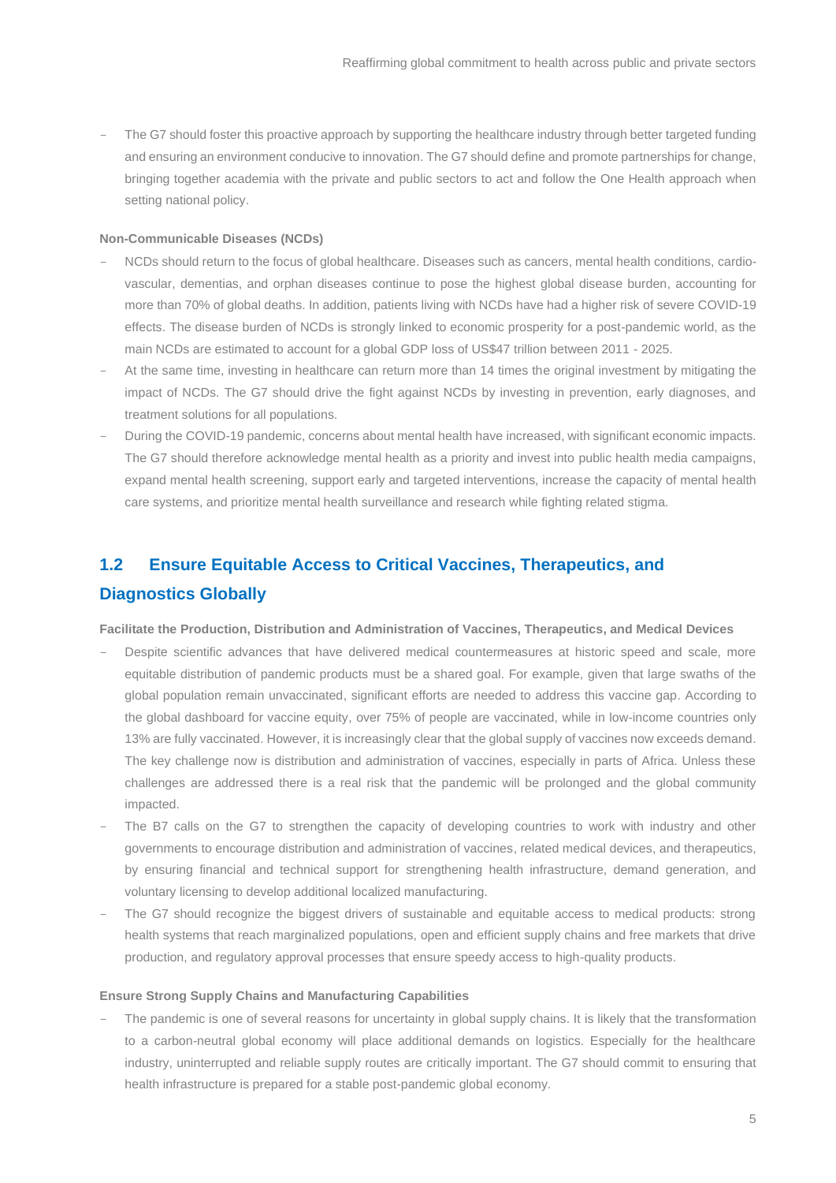- The G7 should foster this proactive approach by supporting the healthcare industry through better targeted funding and ensuring an environment conducive to innovation. The G7 should define and promote partnerships for change, bringing together academia with the private and public sectors to act and follow the One Health approach when setting national policy.

**Non-Communicable Diseases (NCDs)**

- NCDs should return to the focus of global healthcare. Diseases such as cancers, mental health conditions, cardio-vascular, dementias, and orphan diseases continue to pose the highest global disease burden, accounting for more than 70% of global deaths. In addition, patients living with NCDs have had a higher risk of severe COVID-19 effects. The disease burden of NCDs is strongly linked to economic prosperity for a post-pandemic world, as the main NCDs are estimated to account for a global GDP loss of US$47 trillion between 2011 - 2025.
- At the same time, investing in healthcare can return more than 14 times the original investment by mitigating the impact of NCDs. The G7 should drive the fight against NCDs by investing in prevention, early diagnoses, and treatment solutions for all populations.
- During the COVID-19 pandemic, concerns about mental health have increased, with significant economic impacts. The G7 should therefore acknowledge mental health as a priority and invest into public health media campaigns, expand mental health screening, support early and targeted interventions, increase the capacity of mental health care systems, and prioritize mental health surveillance and research while fighting related stigma.

## 1.2 Ensure Equitable Access to Critical Vaccines, Therapeutics, and Diagnostics Globally

**Facilitate the Production, Distribution and Administration of Vaccines, Therapeutics, and Medical Devices**

- Despite scientific advances that have delivered medical countermeasures at historic speed and scale, more equitable distribution of pandemic products must be a shared goal. For example, given that large swaths of the global population remain unvaccinated, significant efforts are needed to address this vaccine gap. According to the global dashboard for vaccine equity, over 75% of people are vaccinated, while in low-income countries only 13% are fully vaccinated. However, it is increasingly clear that the global supply of vaccines now exceeds demand. The key challenge now is distribution and administration of vaccines, especially in parts of Africa. Unless these challenges are addressed there is a real risk that the pandemic will be prolonged and the global community impacted.
- The B7 calls on the G7 to strengthen the capacity of developing countries to work with industry and other governments to encourage distribution and administration of vaccines, related medical devices, and therapeutics, by ensuring financial and technical support for strengthening health infrastructure, demand generation, and voluntary licensing to develop additional localized manufacturing.
- The G7 should recognize the biggest drivers of sustainable and equitable access to medical products: strong health systems that reach marginalized populations, open and efficient supply chains and free markets that drive production, and regulatory approval processes that ensure speedy access to high-quality products.

**Ensure Strong Supply Chains and Manufacturing Capabilities**

- The pandemic is one of several reasons for uncertainty in global supply chains. It is likely that the transformation to a carbon-neutral global economy will place additional demands on logistics. Especially for the healthcare industry, uninterrupted and reliable supply routes are critically important. The G7 should commit to ensuring that health infrastructure is prepared for a stable post-pandemic global economy.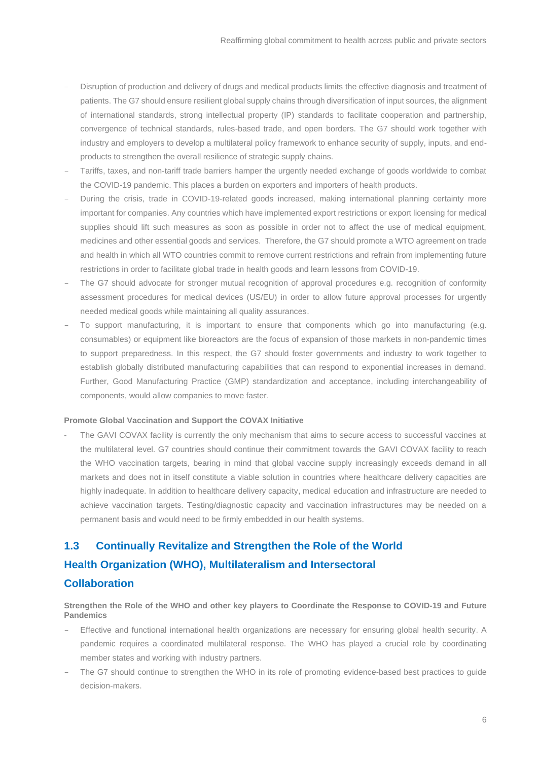- Disruption of production and delivery of drugs and medical products limits the effective diagnosis and treatment of patients. The G7 should ensure resilient global supply chains through diversification of input sources, the alignment of international standards, strong intellectual property (IP) standards to facilitate cooperation and partnership, convergence of technical standards, rules-based trade, and open borders. The G7 should work together with industry and employers to develop a multilateral policy framework to enhance security of supply, inputs, and end-products to strengthen the overall resilience of strategic supply chains.
- Tariffs, taxes, and non-tariff trade barriers hamper the urgently needed exchange of goods worldwide to combat the COVID-19 pandemic. This places a burden on exporters and importers of health products.
- During the crisis, trade in COVID-19-related goods increased, making international planning certainty more important for companies. Any countries which have implemented export restrictions or export licensing for medical supplies should lift such measures as soon as possible in order not to affect the use of medical equipment, medicines and other essential goods and services. Therefore, the G7 should promote a WTO agreement on trade and health in which all WTO countries commit to remove current restrictions and refrain from implementing future restrictions in order to facilitate global trade in health goods and learn lessons from COVID-19.
- The G7 should advocate for stronger mutual recognition of approval procedures e.g. recognition of conformity assessment procedures for medical devices (US/EU) in order to allow future approval processes for urgently needed medical goods while maintaining all quality assurances.
- To support manufacturing, it is important to ensure that components which go into manufacturing (e.g. consumables) or equipment like bioreactors are the focus of expansion of those markets in non-pandemic times to support preparedness. In this respect, the G7 should foster governments and industry to work together to establish globally distributed manufacturing capabilities that can respond to exponential increases in demand. Further, Good Manufacturing Practice (GMP) standardization and acceptance, including interchangeability of components, would allow companies to move faster.

**Promote Global Vaccination and Support the COVAX Initiative**

- The GAVI COVAX facility is currently the only mechanism that aims to secure access to successful vaccines at the multilateral level. G7 countries should continue their commitment towards the GAVI COVAX facility to reach the WHO vaccination targets, bearing in mind that global vaccine supply increasingly exceeds demand in all markets and does not in itself constitute a viable solution in countries where healthcare delivery capacities are highly inadequate. In addition to healthcare delivery capacity, medical education and infrastructure are needed to achieve vaccination targets. Testing/diagnostic capacity and vaccination infrastructures may be needed on a permanent basis and would need to be firmly embedded in our health systems.

## 1.3 Continually Revitalize and Strengthen the Role of the World Health Organization (WHO), Multilateralism and Intersectoral Collaboration

**Strengthen the Role of the WHO and other key players to Coordinate the Response to COVID-19 and Future Pandemics**

- Effective and functional international health organizations are necessary for ensuring global health security. A pandemic requires a coordinated multilateral response. The WHO has played a crucial role by coordinating member states and working with industry partners.
- The G7 should continue to strengthen the WHO in its role of promoting evidence-based best practices to guide decision-makers.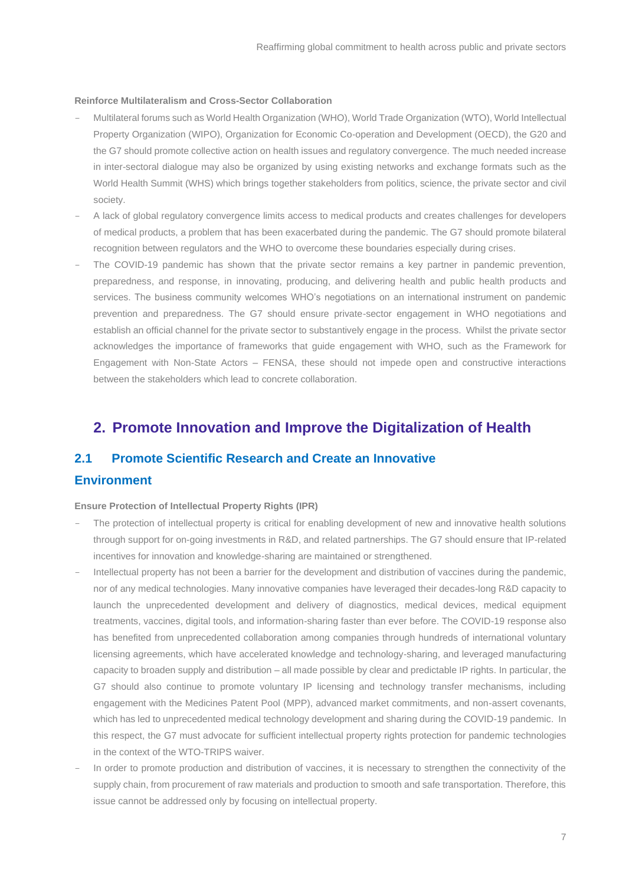**Reinforce Multilateralism and Cross-Sector Collaboration**

- Multilateral forums such as World Health Organization (WHO), World Trade Organization (WTO), World Intellectual Property Organization (WIPO), Organization for Economic Co-operation and Development (OECD), the G20 and the G7 should promote collective action on health issues and regulatory convergence. The much needed increase in inter-sectoral dialogue may also be organized by using existing networks and exchange formats such as the World Health Summit (WHS) which brings together stakeholders from politics, science, the private sector and civil society.
- A lack of global regulatory convergence limits access to medical products and creates challenges for developers of medical products, a problem that has been exacerbated during the pandemic. The G7 should promote bilateral recognition between regulators and the WHO to overcome these boundaries especially during crises.
- The COVID-19 pandemic has shown that the private sector remains a key partner in pandemic prevention, preparedness, and response, in innovating, producing, and delivering health and public health products and services. The business community welcomes WHO's negotiations on an international instrument on pandemic prevention and preparedness. The G7 should ensure private-sector engagement in WHO negotiations and establish an official channel for the private sector to substantively engage in the process. Whilst the private sector acknowledges the importance of frameworks that guide engagement with WHO, such as the Framework for Engagement with Non-State Actors – FENSA, these should not impede open and constructive interactions between the stakeholders which lead to concrete collaboration.

## 2. Promote Innovation and Improve the Digitalization of Health

### 2.1 Promote Scientific Research and Create an Innovative Environment

**Ensure Protection of Intellectual Property Rights (IPR)**

- The protection of intellectual property is critical for enabling development of new and innovative health solutions through support for on-going investments in R&D, and related partnerships. The G7 should ensure that IP-related incentives for innovation and knowledge-sharing are maintained or strengthened.
- Intellectual property has not been a barrier for the development and distribution of vaccines during the pandemic, nor of any medical technologies. Many innovative companies have leveraged their decades-long R&D capacity to launch the unprecedented development and delivery of diagnostics, medical devices, medical equipment treatments, vaccines, digital tools, and information-sharing faster than ever before. The COVID-19 response also has benefited from unprecedented collaboration among companies through hundreds of international voluntary licensing agreements, which have accelerated knowledge and technology-sharing, and leveraged manufacturing capacity to broaden supply and distribution – all made possible by clear and predictable IP rights. In particular, the G7 should also continue to promote voluntary IP licensing and technology transfer mechanisms, including engagement with the Medicines Patent Pool (MPP), advanced market commitments, and non-assert covenants, which has led to unprecedented medical technology development and sharing during the COVID-19 pandemic. In this respect, the G7 must advocate for sufficient intellectual property rights protection for pandemic technologies in the context of the WTO-TRIPS waiver.
- In order to promote production and distribution of vaccines, it is necessary to strengthen the connectivity of the supply chain, from procurement of raw materials and production to smooth and safe transportation. Therefore, this issue cannot be addressed only by focusing on intellectual property.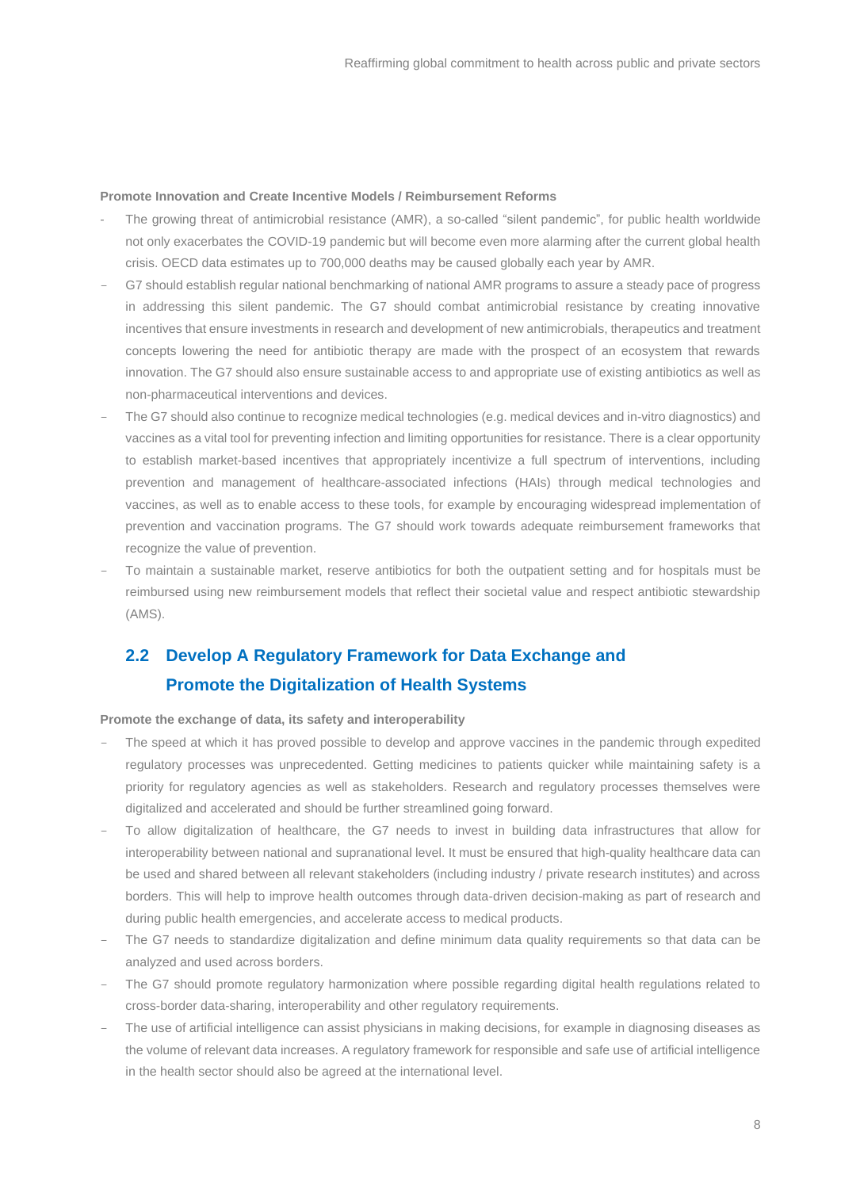**Promote Innovation and Create Incentive Models / Reimbursement Reforms**

- The growing threat of antimicrobial resistance (AMR), a so-called "silent pandemic", for public health worldwide not only exacerbates the COVID-19 pandemic but will become even more alarming after the current global health crisis. OECD data estimates up to 700,000 deaths may be caused globally each year by AMR.
- G7 should establish regular national benchmarking of national AMR programs to assure a steady pace of progress in addressing this silent pandemic. The G7 should combat antimicrobial resistance by creating innovative incentives that ensure investments in research and development of new antimicrobials, therapeutics and treatment concepts lowering the need for antibiotic therapy are made with the prospect of an ecosystem that rewards innovation. The G7 should also ensure sustainable access to and appropriate use of existing antibiotics as well as non-pharmaceutical interventions and devices.
- The G7 should also continue to recognize medical technologies (e.g. medical devices and in-vitro diagnostics) and vaccines as a vital tool for preventing infection and limiting opportunities for resistance. There is a clear opportunity to establish market-based incentives that appropriately incentivize a full spectrum of interventions, including prevention and management of healthcare-associated infections (HAIs) through medical technologies and vaccines, as well as to enable access to these tools, for example by encouraging widespread implementation of prevention and vaccination programs. The G7 should work towards adequate reimbursement frameworks that recognize the value of prevention.
- To maintain a sustainable market, reserve antibiotics for both the outpatient setting and for hospitals must be reimbursed using new reimbursement models that reflect their societal value and respect antibiotic stewardship (AMS).

## 2.2 Develop A Regulatory Framework for Data Exchange and Promote the Digitalization of Health Systems

**Promote the exchange of data, its safety and interoperability**

- The speed at which it has proved possible to develop and approve vaccines in the pandemic through expedited regulatory processes was unprecedented. Getting medicines to patients quicker while maintaining safety is a priority for regulatory agencies as well as stakeholders. Research and regulatory processes themselves were digitalized and accelerated and should be further streamlined going forward.
- To allow digitalization of healthcare, the G7 needs to invest in building data infrastructures that allow for interoperability between national and supranational level. It must be ensured that high-quality healthcare data can be used and shared between all relevant stakeholders (including industry / private research institutes) and across borders. This will help to improve health outcomes through data-driven decision-making as part of research and during public health emergencies, and accelerate access to medical products.
- The G7 needs to standardize digitalization and define minimum data quality requirements so that data can be analyzed and used across borders.
- The G7 should promote regulatory harmonization where possible regarding digital health regulations related to cross-border data-sharing, interoperability and other regulatory requirements.
- The use of artificial intelligence can assist physicians in making decisions, for example in diagnosing diseases as the volume of relevant data increases. A regulatory framework for responsible and safe use of artificial intelligence in the health sector should also be agreed at the international level.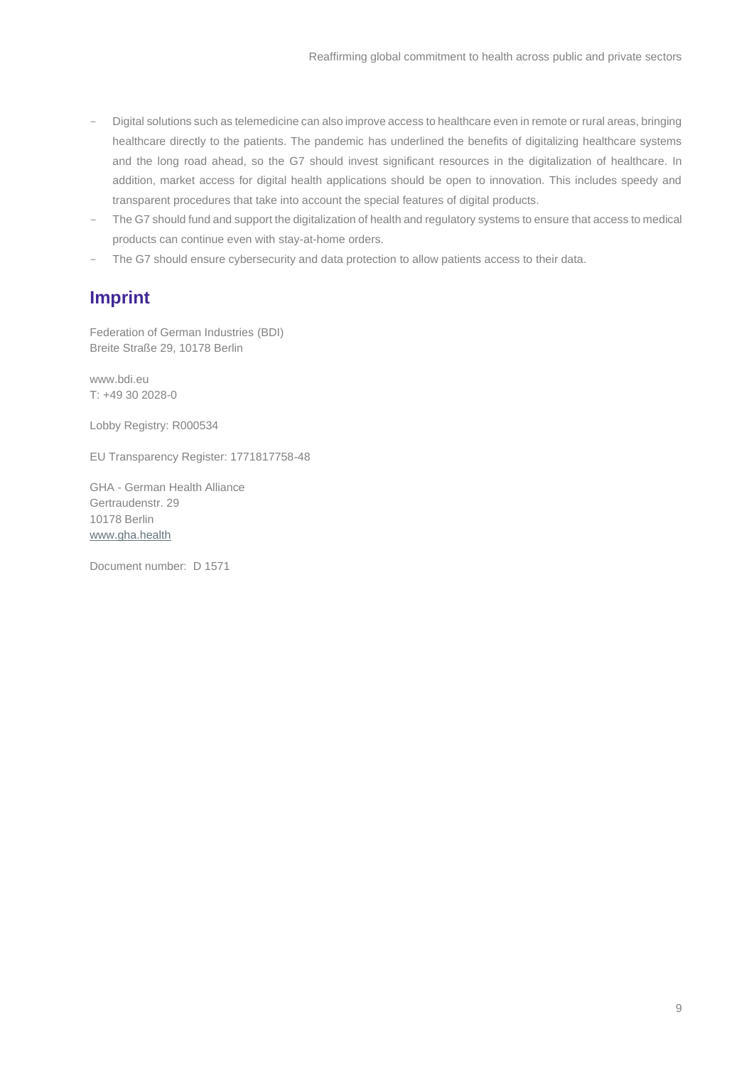- Digital solutions such as telemedicine can also improve access to healthcare even in remote or rural areas, bringing healthcare directly to the patients. The pandemic has underlined the benefits of digitalizing healthcare systems and the long road ahead, so the G7 should invest significant resources in the digitalization of healthcare. In addition, market access for digital health applications should be open to innovation. This includes speedy and transparent procedures that take into account the special features of digital products.
- The G7 should fund and support the digitalization of health and regulatory systems to ensure that access to medical products can continue even with stay-at-home orders.
- The G7 should ensure cybersecurity and data protection to allow patients access to their data.

## Imprint

Federation of German Industries (BDI)
Breite Straße 29, 10178 Berlin

www.bdi.eu
T: +49 30 2028-0

Lobby Registry: R000534

EU Transparency Register: 1771817758-48

GHA - German Health Alliance
Gertraudenstr. 29
10178 Berlin
www.gha.health

Document number: D 1571